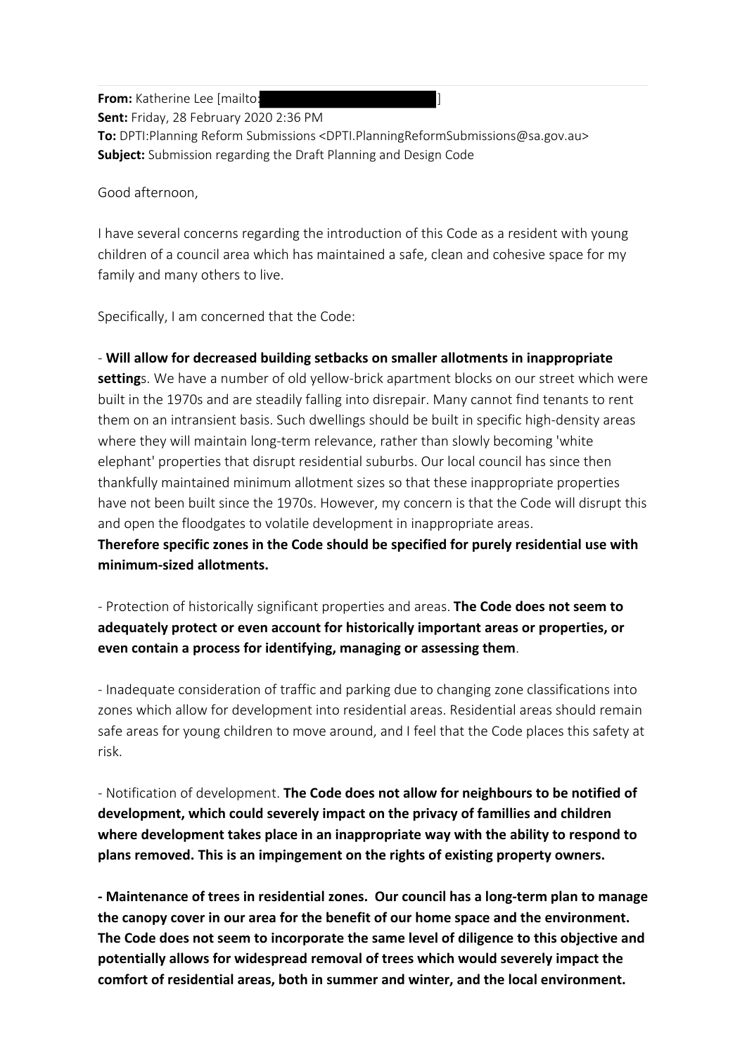**From:** Katherine Lee [mailto: ]
**Sent:** Friday, 28 February 2020 2:36 PM
**To:** DPTI:Planning Reform Submissions <DPTI.PlanningReformSubmissions@sa.gov.au>
**Subject:** Submission regarding the Draft Planning and Design Code

Good afternoon,

I have several concerns regarding the introduction of this Code as a resident with young children of a council area which has maintained a safe, clean and cohesive space for my family and many others to live.

Specifically, I am concerned that the Code:

- **Will allow for decreased building setbacks on smaller allotments in inappropriate setting**s. We have a number of old yellow-brick apartment blocks on our street which were built in the 1970s and are steadily falling into disrepair. Many cannot find tenants to rent them on an intransient basis. Such dwellings should be built in specific high-density areas where they will maintain long-term relevance, rather than slowly becoming 'white elephant' properties that disrupt residential suburbs. Our local council has since then thankfully maintained minimum allotment sizes so that these inappropriate properties have not been built since the 1970s. However, my concern is that the Code will disrupt this and open the floodgates to volatile development in inappropriate areas.
**Therefore specific zones in the Code should be specified for purely residential use with minimum-sized allotments.**

- Protection of historically significant properties and areas. **The Code does not seem to adequately protect or even account for historically important areas or properties, or even contain a process for identifying, managing or assessing them**.

- Inadequate consideration of traffic and parking due to changing zone classifications into zones which allow for development into residential areas. Residential areas should remain safe areas for young children to move around, and I feel that the Code places this safety at risk.

- Notification of development. **The Code does not allow for neighbours to be notified of development, which could severely impact on the privacy of famillies and children where development takes place in an inappropriate way with the ability to respond to plans removed. This is an impingement on the rights of existing property owners.**

**- Maintenance of trees in residential zones. Our council has a long-term plan to manage the canopy cover in our area for the benefit of our home space and the environment. The Code does not seem to incorporate the same level of diligence to this objective and potentially allows for widespread removal of trees which would severely impact the comfort of residential areas, both in summer and winter, and the local environment.**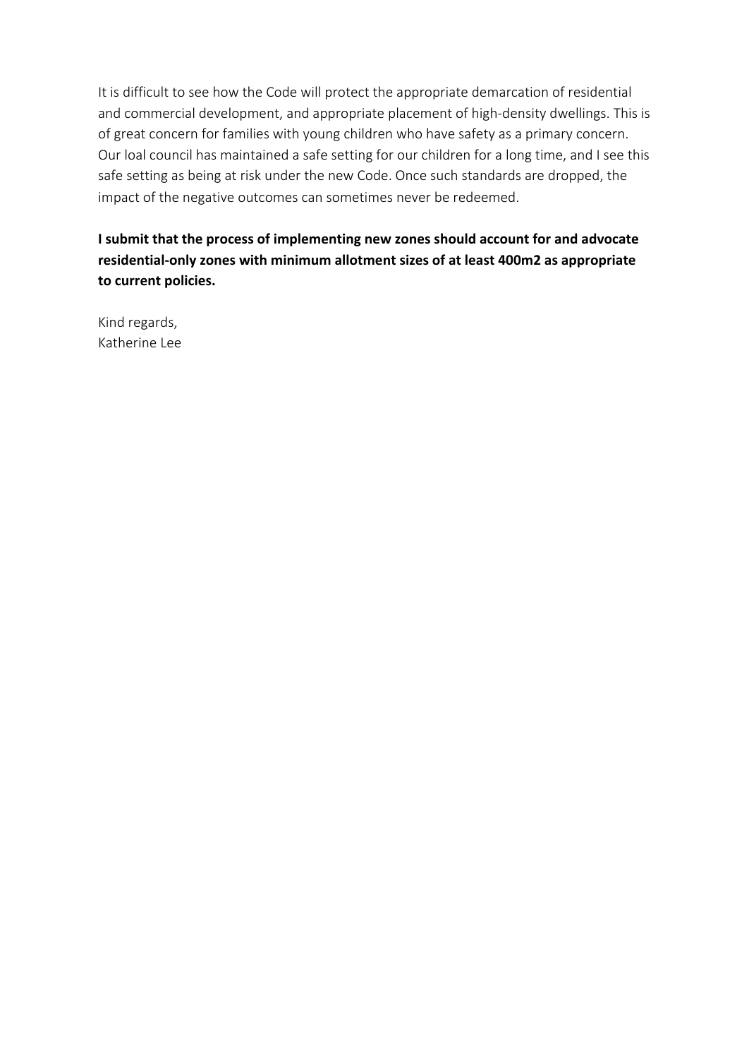It is difficult to see how the Code will protect the appropriate demarcation of residential and commercial development, and appropriate placement of high-density dwellings. This is of great concern for families with young children who have safety as a primary concern. Our loal council has maintained a safe setting for our children for a long time, and I see this safe setting as being at risk under the new Code. Once such standards are dropped, the impact of the negative outcomes can sometimes never be redeemed.

**I submit that the process of implementing new zones should account for and advocate residential-only zones with minimum allotment sizes of at least 400m2 as appropriate to current policies.**

Kind regards,
Katherine Lee